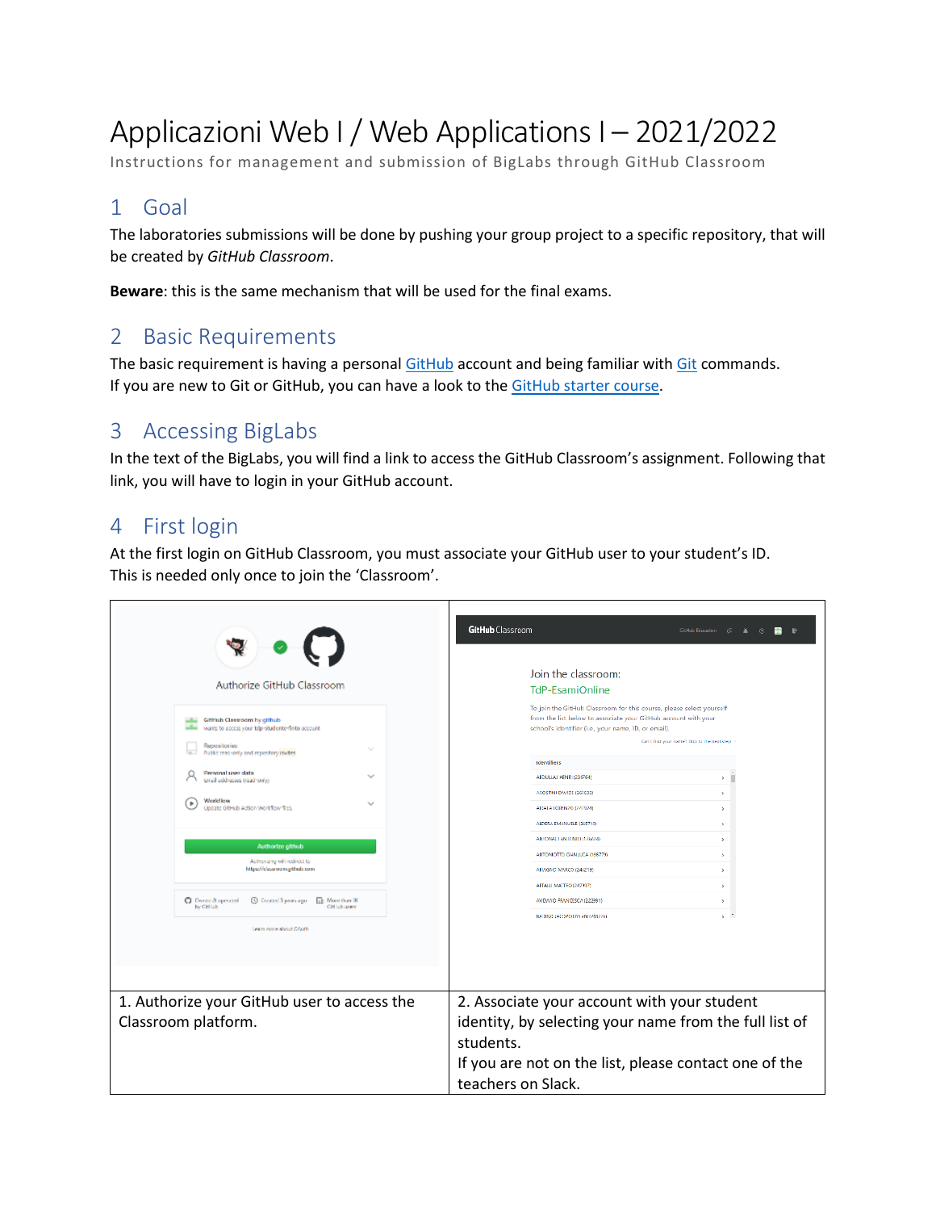# Applicazioni Web I / Web Applications I – 2021/2022

Instructions for management and submission of BigLabs through GitHub Classroom

## 1 Goal

The laboratories submissions will be done by pushing your group project to a specific repository, that will be created by *GitHub Classroom*.

**Beware**: this is the same mechanism that will be used for the final exams.

## 2 Basic Requirements

The basic requirement is having a personal GitHub account and being familiar with Git commands.
If you are new to Git or GitHub, you can have a look to the GitHub starter course.

## 3 Accessing BigLabs

In the text of the BigLabs, you will find a link to access the GitHub Classroom's assignment. Following that link, you will have to login in your GitHub account.

## 4 First login

At the first login on GitHub Classroom, you must associate your GitHub user to your student's ID.
This is needed only once to join the 'Classroom'.

| | |
|---|---|
| 1. Authorize your GitHub user to access the Classroom platform. | 2. Associate your account with your student identity, by selecting your name from the full list of students. If you are not on the list, please contact one of the teachers on Slack. |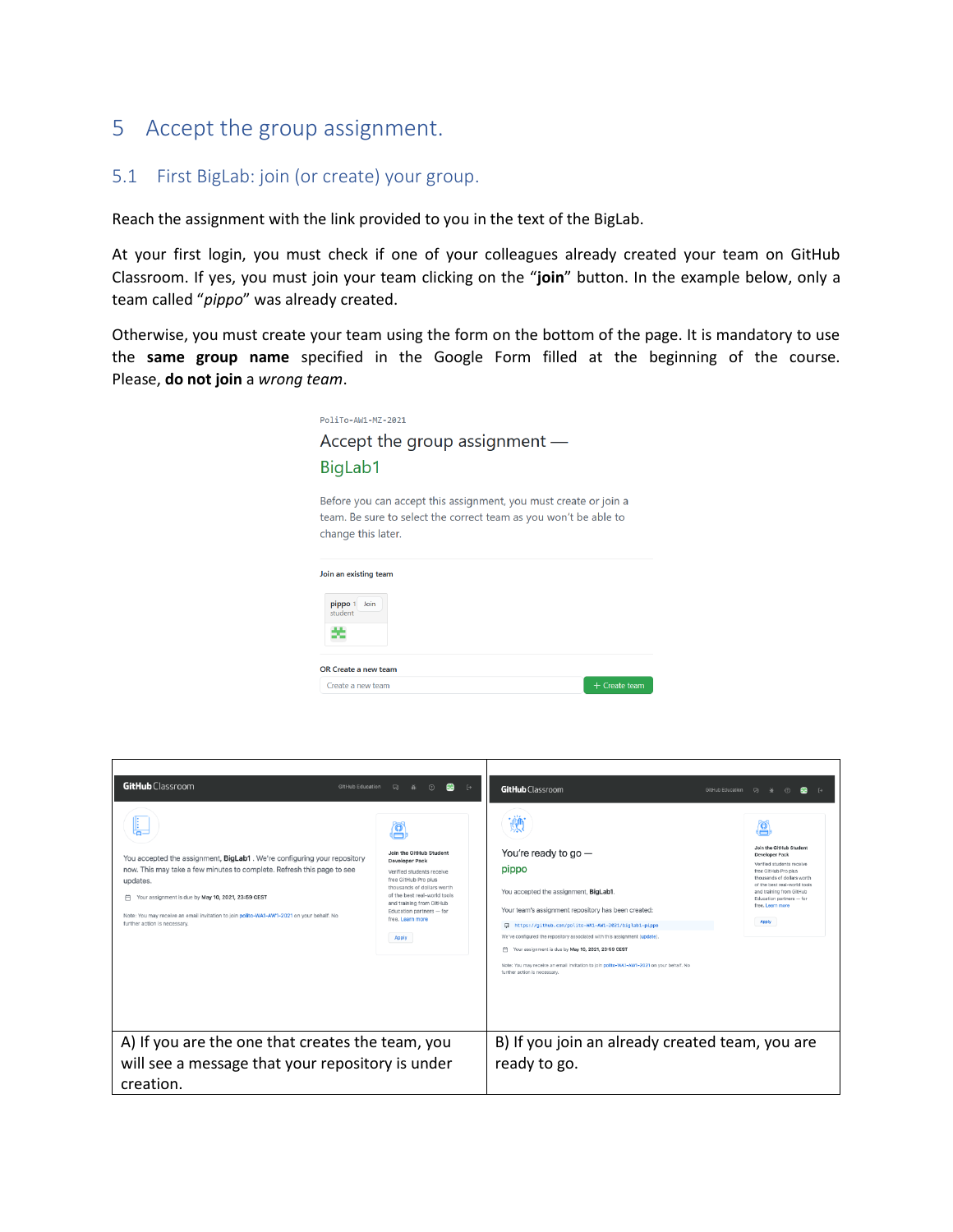# 5 Accept the group assignment.

## 5.1 First BigLab: join (or create) your group.

Reach the assignment with the link provided to you in the text of the BigLab.

At your first login, you must check if one of your colleagues already created your team on GitHub Classroom. If yes, you must join your team clicking on the "**join**" button. In the example below, only a team called "*pippo*" was already created.

Otherwise, you must create your team using the form on the bottom of the page. It is mandatory to use the **same group name** specified in the Google Form filled at the beginning of the course. Please, **do not join** a *wrong team*.

| | |
|---|---|
| A) If you are the one that creates the team, you will see a message that your repository is under creation. | B) If you join an already created team, you are ready to go. |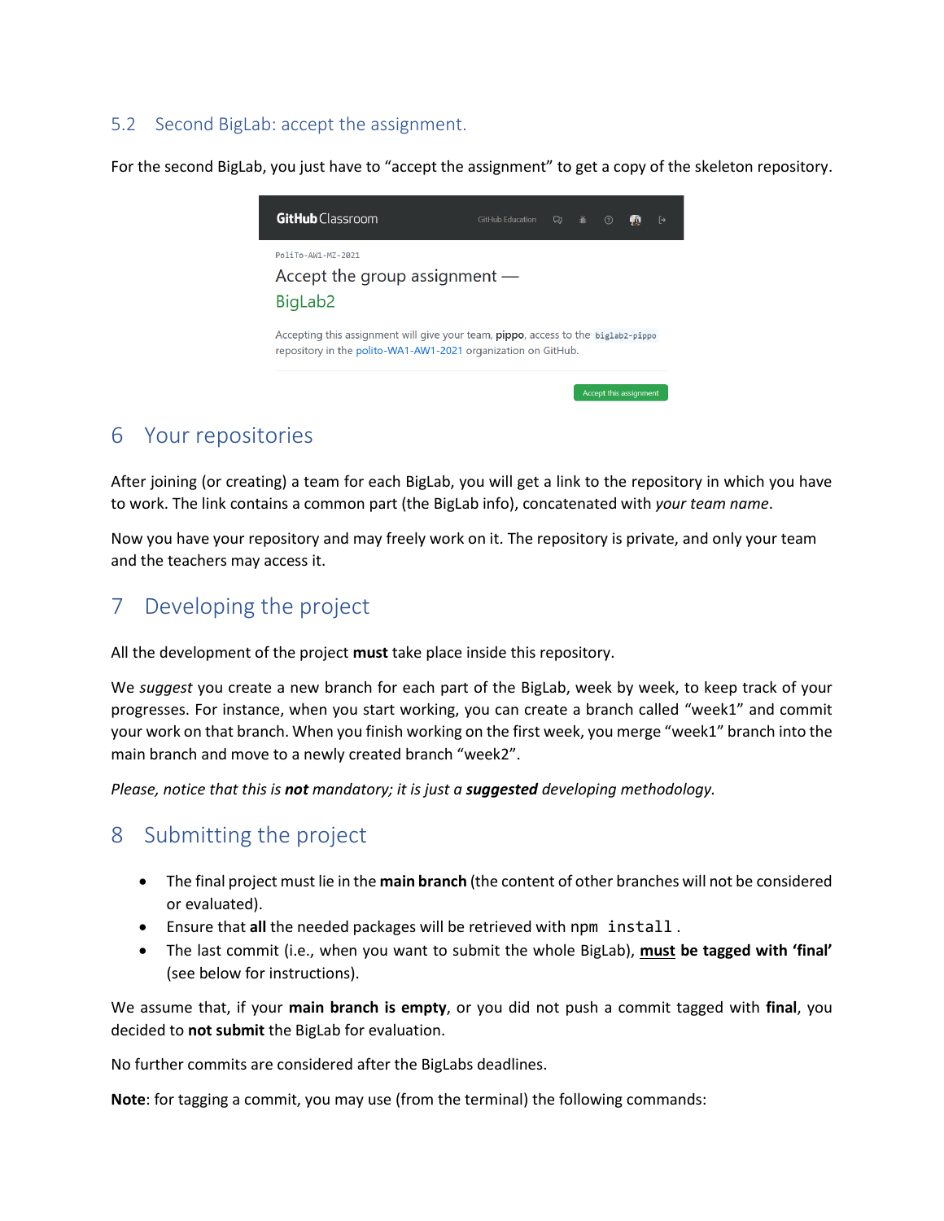## 5.2 Second BigLab: accept the assignment.

For the second BigLab, you just have to "accept the assignment" to get a copy of the skeleton repository.

# 6 Your repositories

After joining (or creating) a team for each BigLab, you will get a link to the repository in which you have to work. The link contains a common part (the BigLab info), concatenated with *your team name*.

Now you have your repository and may freely work on it. The repository is private, and only your team and the teachers may access it.

# 7 Developing the project

All the development of the project **must** take place inside this repository.

We *suggest* you create a new branch for each part of the BigLab, week by week, to keep track of your progresses. For instance, when you start working, you can create a branch called "week1" and commit your work on that branch. When you finish working on the first week, you merge "week1" branch into the main branch and move to a newly created branch "week2".

*Please, notice that this is **not** mandatory; it is just a **suggested** developing methodology.*

# 8 Submitting the project

- The final project must lie in the **main branch** (the content of other branches will not be considered or evaluated).
- Ensure that **all** the needed packages will be retrieved with `npm install`.
- The last commit (i.e., when you want to submit the whole BigLab), **must be tagged with 'final'** (see below for instructions).

We assume that, if your **main branch is empty**, or you did not push a commit tagged with **final**, you decided to **not submit** the BigLab for evaluation.

No further commits are considered after the BigLabs deadlines.

**Note**: for tagging a commit, you may use (from the terminal) the following commands: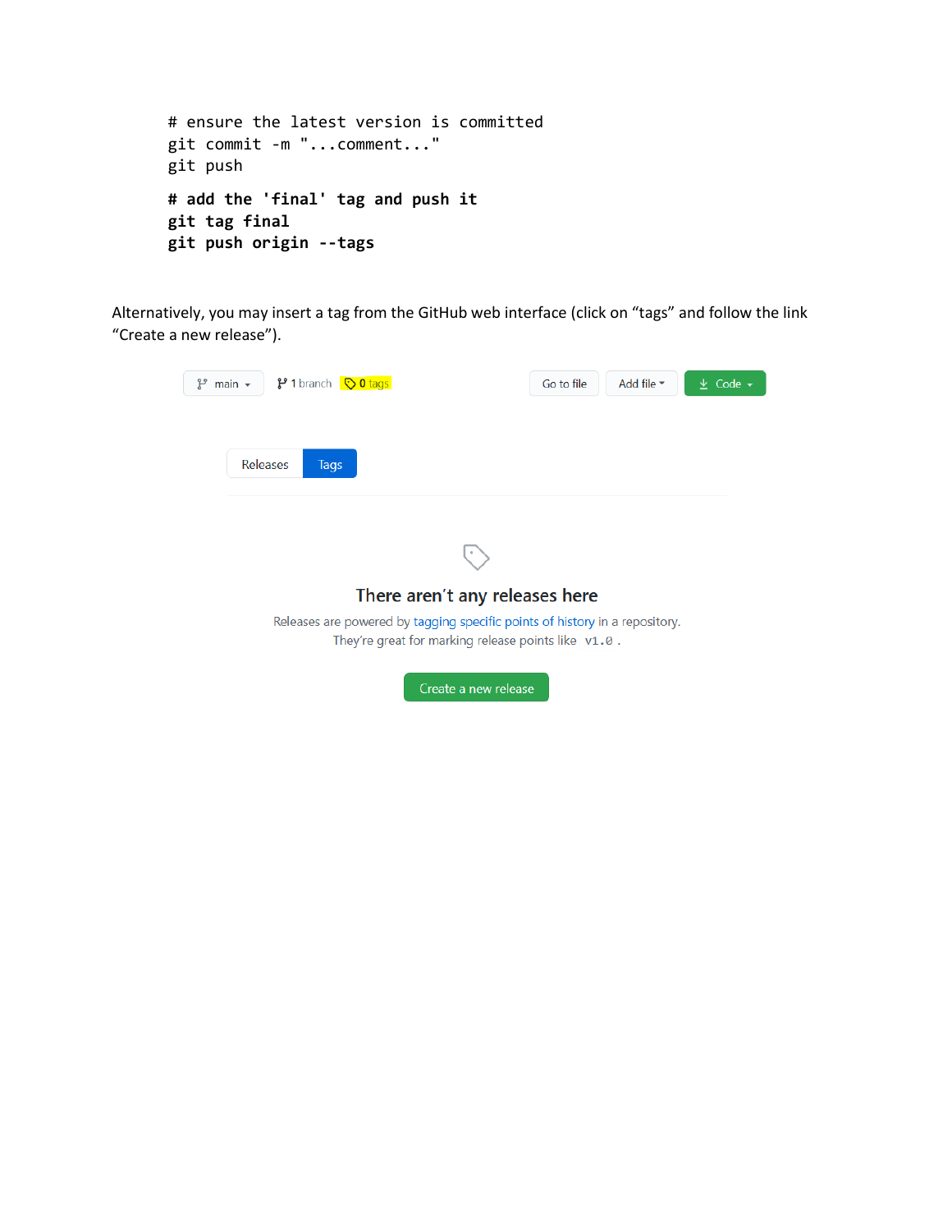```
# ensure the latest version is committed
git commit -m "...comment..."
git push

# add the 'final' tag and push it
git tag final
git push origin --tags
```

Alternatively, you may insert a tag from the GitHub web interface (click on “tags” and follow the link “Create a new release”).

main 1 branch 0 tags Go to file Add file Code

Releases Tags

There aren’t any releases here

Releases are powered by tagging specific points of history in a repository.
They’re great for marking release points like v1.0 .

Create a new release